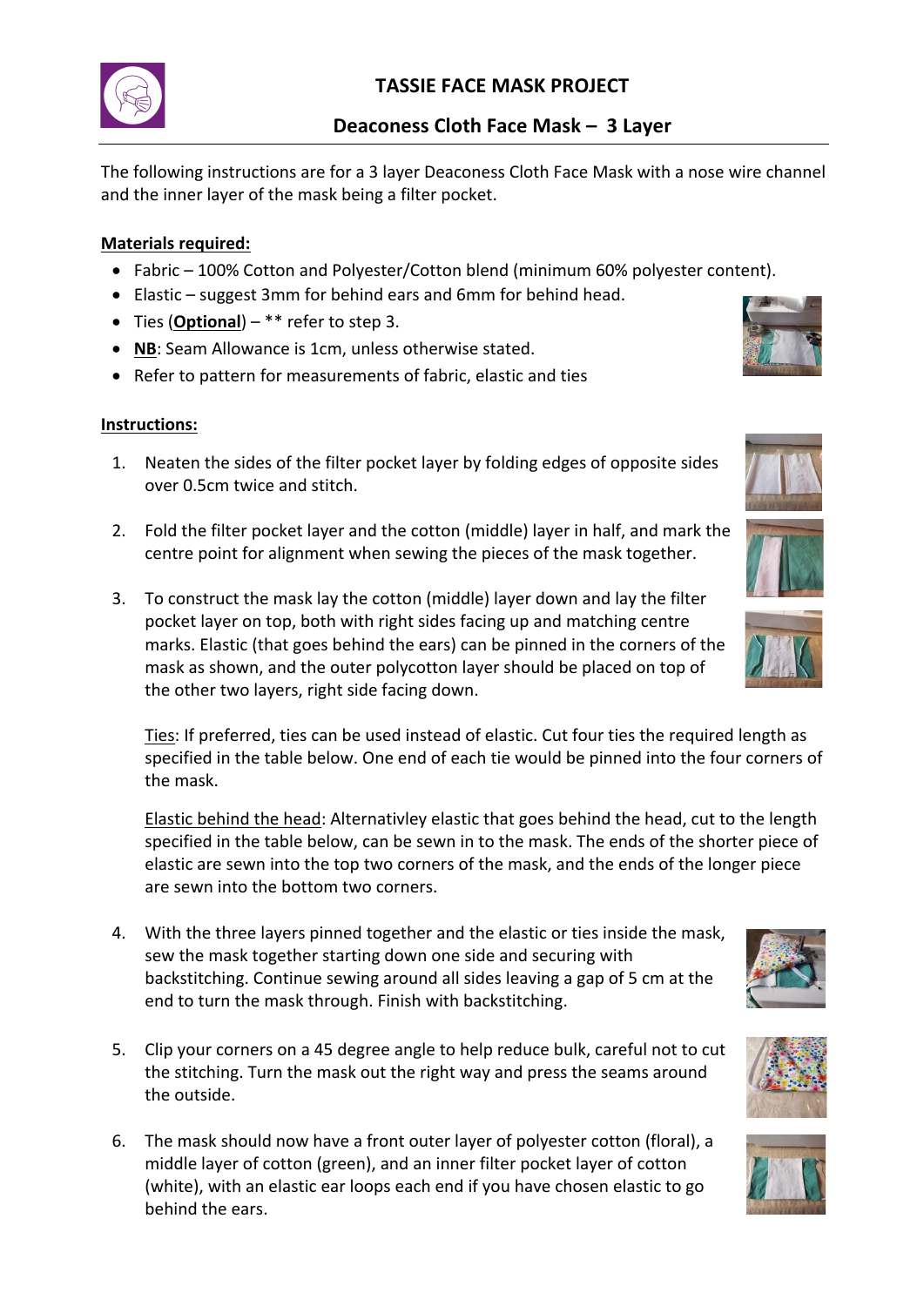# TASSIE FACE MASK PROJECT

## Deaconess Cloth Face Mask – 3 Layer

The following instructions are for a 3 layer Deaconess Cloth Face Mask with a nose wire channel and the inner layer of the mask being a filter pocket.

**Materials required:**

- Fabric – 100% Cotton and Polyester/Cotton blend (minimum 60% polyester content).
- Elastic – suggest 3mm for behind ears and 6mm for behind head.
- Ties (**Optional**) – ** refer to step 3.
- **NB**: Seam Allowance is 1cm, unless otherwise stated.
- Refer to pattern for measurements of fabric, elastic and ties

**Instructions:**

1. Neaten the sides of the filter pocket layer by folding edges of opposite sides over 0.5cm twice and stitch.

2. Fold the filter pocket layer and the cotton (middle) layer in half, and mark the centre point for alignment when sewing the pieces of the mask together.

3. To construct the mask lay the cotton (middle) layer down and lay the filter pocket layer on top, both with right sides facing up and matching centre marks. Elastic (that goes behind the ears) can be pinned in the corners of the mask as shown, and the outer polycotton layer should be placed on top of the other two layers, right side facing down.

   Ties: If preferred, ties can be used instead of elastic. Cut four ties the required length as specified in the table below. One end of each tie would be pinned into the four corners of the mask.

   Elastic behind the head: Alternativley elastic that goes behind the head, cut to the length specified in the table below, can be sewn in to the mask. The ends of the shorter piece of elastic are sewn into the top two corners of the mask, and the ends of the longer piece are sewn into the bottom two corners.

4. With the three layers pinned together and the elastic or ties inside the mask, sew the mask together starting down one side and securing with backstitching. Continue sewing around all sides leaving a gap of 5 cm at the end to turn the mask through. Finish with backstitching.

5. Clip your corners on a 45 degree angle to help reduce bulk, careful not to cut the stitching. Turn the mask out the right way and press the seams around the outside.

6. The mask should now have a front outer layer of polyester cotton (floral), a middle layer of cotton (green), and an inner filter pocket layer of cotton (white), with an elastic ear loops each end if you have chosen elastic to go behind the ears.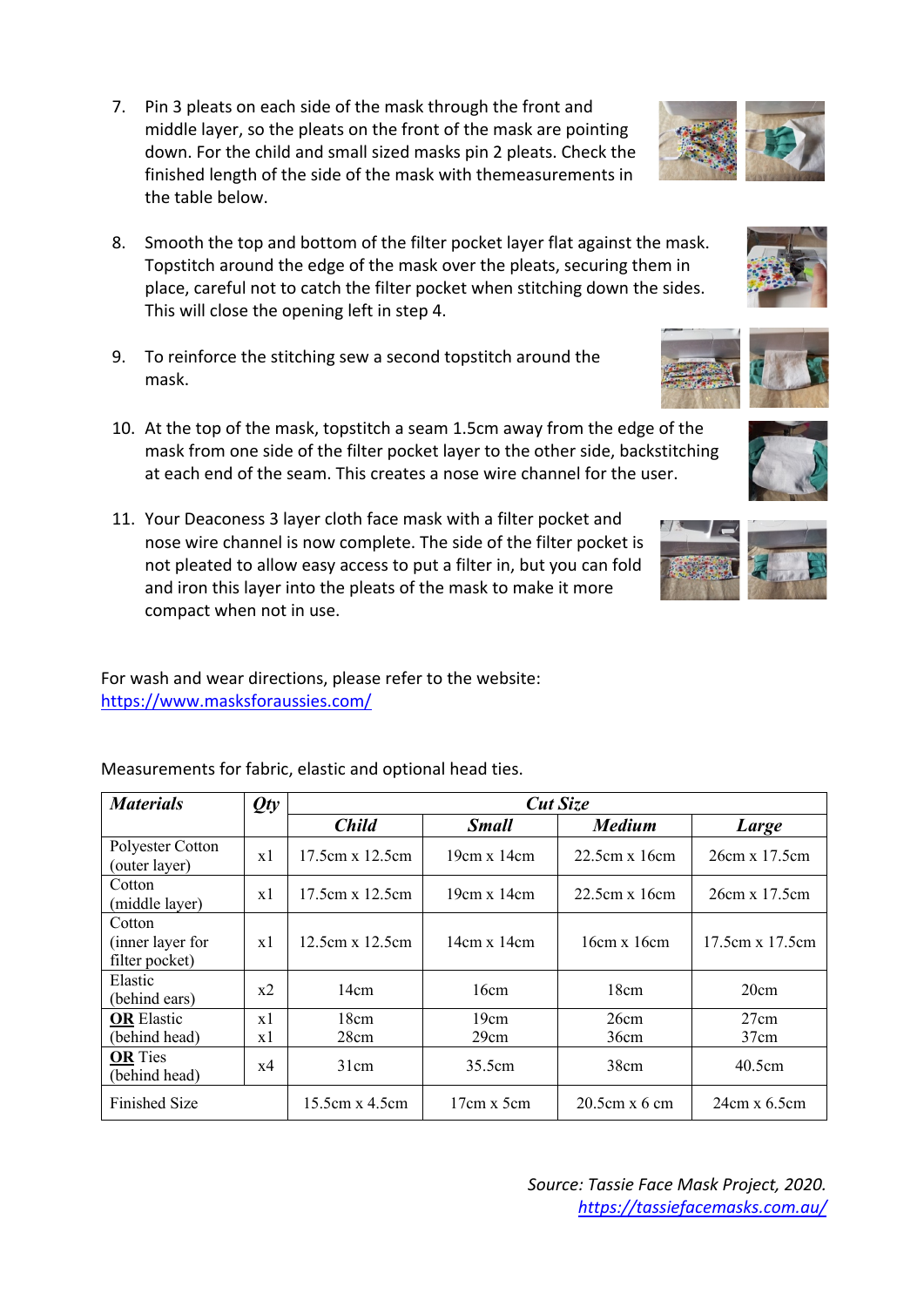7. Pin 3 pleats on each side of the mask through the front and middle layer, so the pleats on the front of the mask are pointing down. For the child and small sized masks pin 2 pleats. Check the finished length of the side of the mask with themeasurements in the table below.

8. Smooth the top and bottom of the filter pocket layer flat against the mask. Topstitch around the edge of the mask over the pleats, securing them in place, careful not to catch the filter pocket when stitching down the sides. This will close the opening left in step 4.

9. To reinforce the stitching sew a second topstitch around the mask.

10. At the top of the mask, topstitch a seam 1.5cm away from the edge of the mask from one side of the filter pocket layer to the other side, backstitching at each end of the seam. This creates a nose wire channel for the user.

11. Your Deaconess 3 layer cloth face mask with a filter pocket and nose wire channel is now complete. The side of the filter pocket is not pleated to allow easy access to put a filter in, but you can fold and iron this layer into the pleats of the mask to make it more compact when not in use.

For wash and wear directions, please refer to the website: [https://www.masksforaussies.com/](https://www.masksforaussies.com/)

Measurements for fabric, elastic and optional head ties.

| ***Materials*** | ***Qty*** | ***Cut Size*** | | | |
|---|---|---|---|---|---|
| | | ***Child*** | ***Small*** | ***Medium*** | ***Large*** |
| Polyester Cotton (outer layer) | x1 | 17.5cm x 12.5cm | 19cm x 14cm | 22.5cm x 16cm | 26cm x 17.5cm |
| Cotton (middle layer) | x1 | 17.5cm x 12.5cm | 19cm x 14cm | 22.5cm x 16cm | 26cm x 17.5cm |
| Cotton (inner layer for filter pocket) | x1 | 12.5cm x 12.5cm | 14cm x 14cm | 16cm x 16cm | 17.5cm x 17.5cm |
| Elastic (behind ears) | x2 | 14cm | 16cm | 18cm | 20cm |
| **OR** Elastic (behind head) | x1<br>x1 | 18cm<br>28cm | 19cm<br>29cm | 26cm<br>36cm | 27cm<br>37cm |
| **OR** Ties (behind head) | x4 | 31cm | 35.5cm | 38cm | 40.5cm |
| Finished Size | | 15.5cm x 4.5cm | 17cm x 5cm | 20.5cm x 6 cm | 24cm x 6.5cm |

*Source: Tassie Face Mask Project, 2020.*
[*https://tassiefacemasks.com.au/*](https://tassiefacemasks.com.au/)